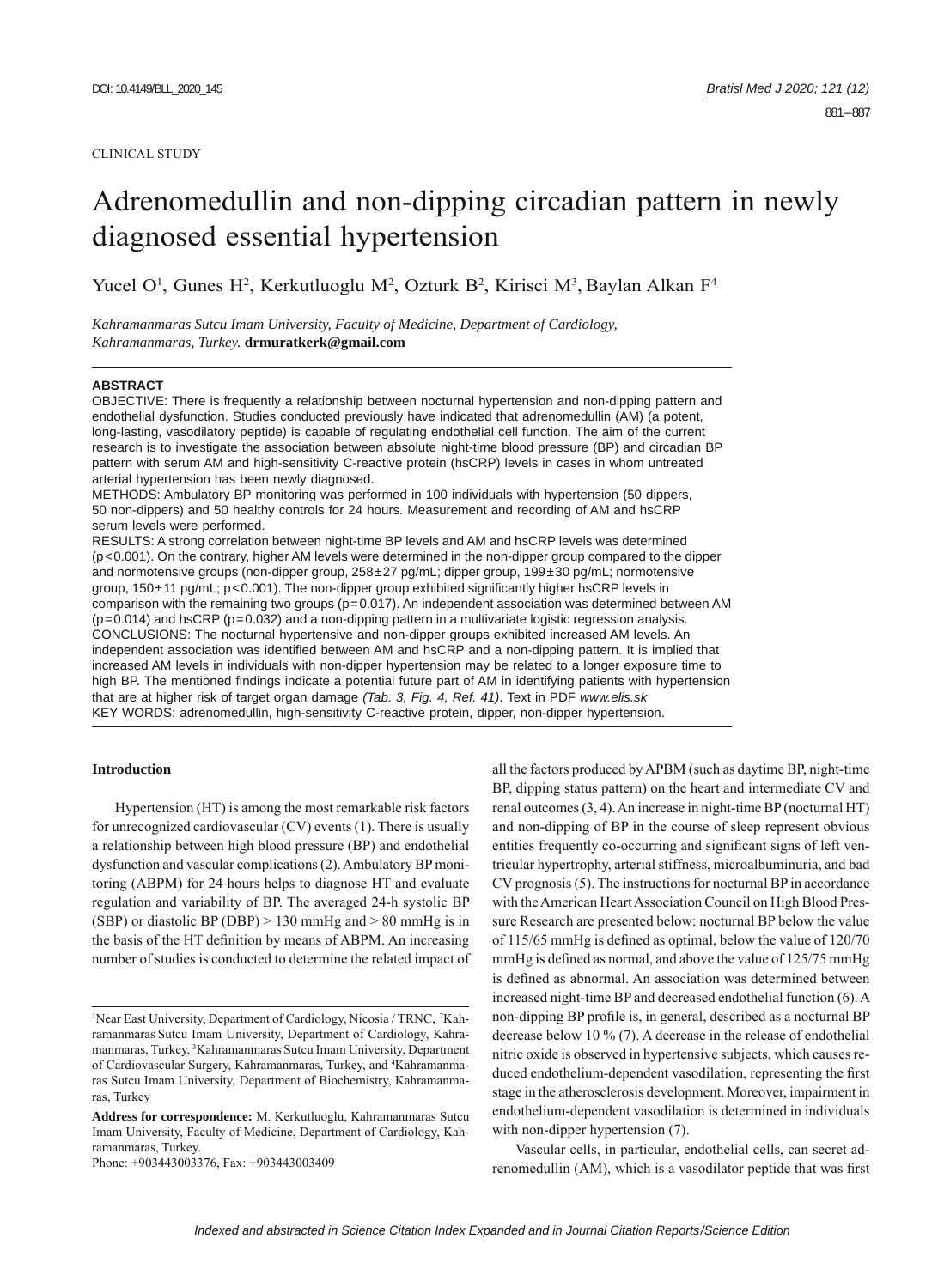CLINICAL STUDY

# Adrenomedullin and non-dipping circadian pattern in newly diagnosed essential hypertension

Yucel O[1], Gunes H[2], Kerkutluoglu M[2], Ozturk B[2], Kirisci M[3], Baylan Alkan F[4]

*Kahramanmaras Sutcu Imam University, Faculty of Medicine, Department of Cardiology, Kahramanmaras, Turkey.* **drmuratkerk@gmail.com**

## ABSTRACT

OBJECTIVE: There is frequently a relationship between nocturnal hypertension and non-dipping pattern and endothelial dysfunction. Studies conducted previously have indicated that adrenomedullin (AM) (a potent, long-lasting, vasodilatory peptide) is capable of regulating endothelial cell function. The aim of the current research is to investigate the association between absolute night-time blood pressure (BP) and circadian BP pattern with serum AM and high-sensitivity C-reactive protein (hsCRP) levels in cases in whom untreated arterial hypertension has been newly diagnosed.

METHODS: Ambulatory BP monitoring was performed in 100 individuals with hypertension (50 dippers, 50 non-dippers) and 50 healthy controls for 24 hours. Measurement and recording of AM and hsCRP serum levels were performed.

RESULTS: A strong correlation between night-time BP levels and AM and hsCRP levels was determined ($p<0.001$). On the contrary, higher AM levels were determined in the non-dipper group compared to the dipper and normotensive groups (non-dipper group, 258±27 pg/mL; dipper group, 199±30 pg/mL; normotensive group, 150±11 pg/mL; $p<0.001$). The non-dipper group exhibited significantly higher hsCRP levels in comparison with the remaining two groups ($p=0.017$). An independent association was determined between AM ($p=0.014$) and hsCRP ($p=0.032$) and a non-dipping pattern in a multivariate logistic regression analysis.

CONCLUSIONS: The nocturnal hypertensive and non-dipper groups exhibited increased AM levels. An independent association was identified between AM and hsCRP and a non-dipping pattern. It is implied that increased AM levels in individuals with non-dipper hypertension may be related to a longer exposure time to high BP. The mentioned findings indicate a potential future part of AM in identifying patients with hypertension that are at higher risk of target organ damage *(Tab. 3, Fig. 4, Ref. 41)*. Text in PDF *www.elis.sk*

KEY WORDS: adrenomedullin, high-sensitivity C-reactive protein, dipper, non-dipper hypertension.

## Introduction

Hypertension (HT) is among the most remarkable risk factors for unrecognized cardiovascular (CV) events (1). There is usually a relationship between high blood pressure (BP) and endothelial dysfunction and vascular complications (2). Ambulatory BP monitoring (ABPM) for 24 hours helps to diagnose HT and evaluate regulation and variability of BP. The averaged 24-h systolic BP (SBP) or diastolic BP (DBP) > 130 mmHg and > 80 mmHg is in the basis of the HT definition by means of ABPM. An increasing number of studies is conducted to determine the related impact of all the factors produced by APBM (such as daytime BP, night-time BP, dipping status pattern) on the heart and intermediate CV and renal outcomes (3, 4). An increase in night-time BP (nocturnal HT) and non-dipping of BP in the course of sleep represent obvious entities frequently co-occurring and significant signs of left ventricular hypertrophy, arterial stiffness, microalbuminuria, and bad CV prognosis (5). The instructions for nocturnal BP in accordance with the American Heart Association Council on High Blood Pressure Research are presented below: nocturnal BP below the value of 115/65 mmHg is defined as optimal, below the value of 120/70 mmHg is defined as normal, and above the value of 125/75 mmHg is defined as abnormal. An association was determined between increased night-time BP and decreased endothelial function (6). A non-dipping BP profile is, in general, described as a nocturnal BP decrease below 10 % (7). A decrease in the release of endothelial nitric oxide is observed in hypertensive subjects, which causes reduced endothelium-dependent vasodilation, representing the first stage in the atherosclerosis development. Moreover, impairment in endothelium-dependent vasodilation is determined in individuals with non-dipper hypertension (7).

Vascular cells, in particular, endothelial cells, can secret adrenomedullin (AM), which is a vasodilator peptide that was first

---

[1]Near East University, Department of Cardiology, Nicosia / TRNC, [2]Kahramanmaras Sutcu Imam University, Department of Cardiology, Kahramanmaras, Turkey, [3]Kahramanmaras Sutcu Imam University, Department of Cardiovascular Surgery, Kahramanmaras, Turkey, and [4]Kahramanmaras Sutcu Imam University, Department of Biochemistry, Kahramanmaras, Turkey

**Address for correspondence:** M. Kerkutluoglu, Kahramanmaras Sutcu Imam University, Faculty of Medicine, Department of Cardiology, Kahramanmaras, Turkey.
Phone: +903443003376, Fax: +903443003409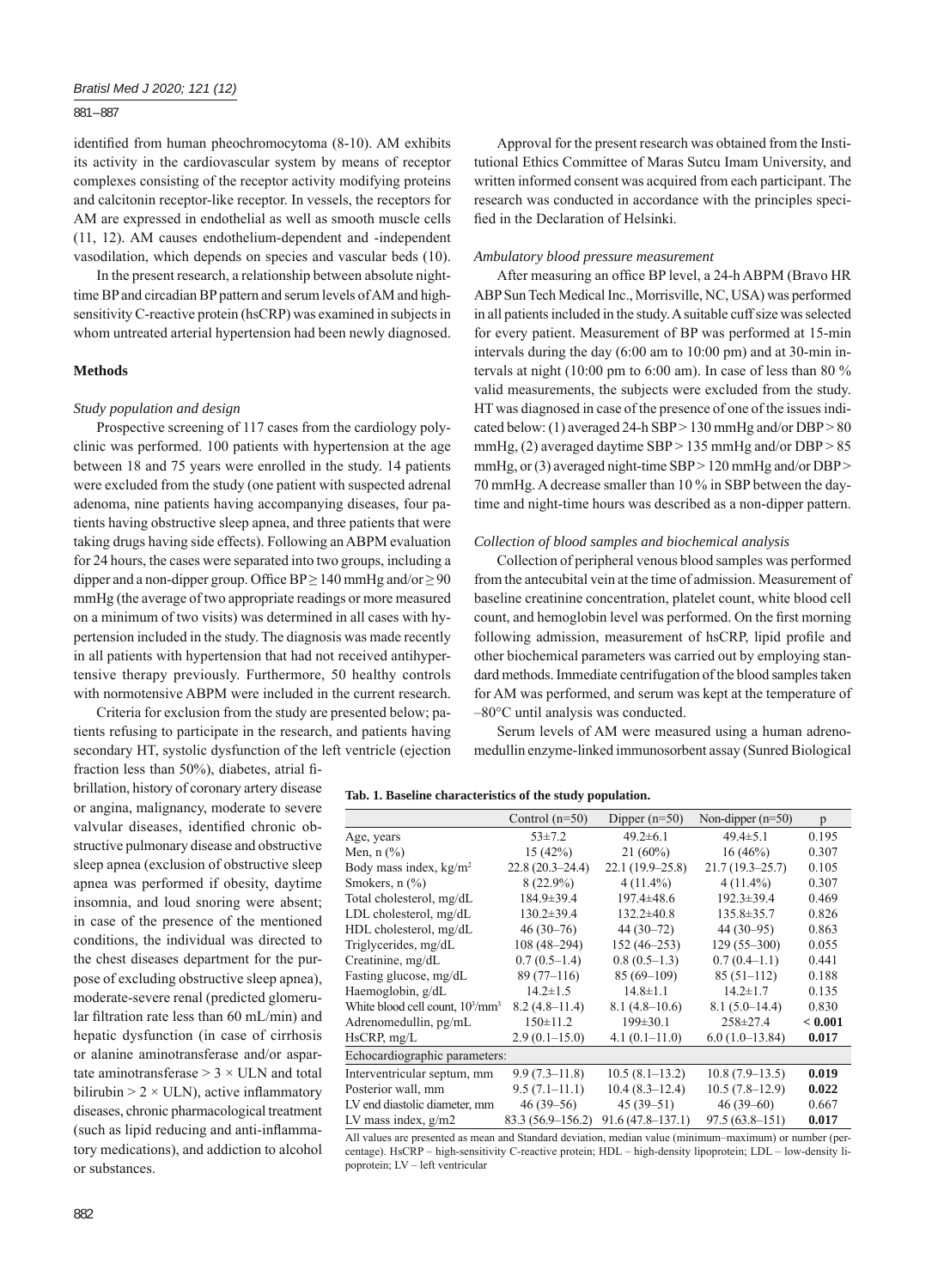identified from human pheochromocytoma (8-10). AM exhibits its activity in the cardiovascular system by means of receptor complexes consisting of the receptor activity modifying proteins and calcitonin receptor-like receptor. In vessels, the receptors for AM are expressed in endothelial as well as smooth muscle cells (11, 12). AM causes endothelium-dependent and -independent vasodilation, which depends on species and vascular beds (10).

In the present research, a relationship between absolute night-time BP and circadian BP pattern and serum levels of AM and high-sensitivity C-reactive protein (hsCRP) was examined in subjects in whom untreated arterial hypertension had been newly diagnosed.

## Methods

### *Study population and design*

Prospective screening of 117 cases from the cardiology polyclinic was performed. 100 patients with hypertension at the age between 18 and 75 years were enrolled in the study. 14 patients were excluded from the study (one patient with suspected adrenal adenoma, nine patients having accompanying diseases, four patients having obstructive sleep apnea, and three patients that were taking drugs having side effects). Following an ABPM evaluation for 24 hours, the cases were separated into two groups, including a dipper and a non-dipper group. Office BP ≥ 140 mmHg and/or ≥ 90 mmHg (the average of two appropriate readings or more measured on a minimum of two visits) was determined in all cases with hypertension included in the study. The diagnosis was made recently in all patients with hypertension that had not received antihypertensive therapy previously. Furthermore, 50 healthy controls with normotensive ABPM were included in the current research.

Criteria for exclusion from the study are presented below; patients refusing to participate in the research, and patients having secondary HT, systolic dysfunction of the left ventricle (ejection fraction less than 50%), diabetes, atrial fibrillation, history of coronary artery disease or angina, malignancy, moderate to severe valvular diseases, identified chronic obstructive pulmonary disease and obstructive sleep apnea (exclusion of obstructive sleep apnea was performed if obesity, daytime insomnia, and loud snoring were absent; in case of the presence of the mentioned conditions, the individual was directed to the chest diseases department for the purpose of excluding obstructive sleep apnea), moderate-severe renal (predicted glomerular filtration rate less than 60 mL/min) and hepatic dysfunction (in case of cirrhosis or alanine aminotransferase and/or aspartate aminotransferase > 3 × ULN and total bilirubin > 2 × ULN), active inflammatory diseases, chronic pharmacological treatment (such as lipid reducing and anti-inflammatory medications), and addiction to alcohol or substances.

Approval for the present research was obtained from the Institutional Ethics Committee of Maras Sutcu Imam University, and written informed consent was acquired from each participant. The research was conducted in accordance with the principles specified in the Declaration of Helsinki.

### *Ambulatory blood pressure measurement*

After measuring an office BP level, a 24-h ABPM (Bravo HR ABP Sun Tech Medical Inc., Morrisville, NC, USA) was performed in all patients included in the study. A suitable cuff size was selected for every patient. Measurement of BP was performed at 15-min intervals during the day (6:00 am to 10:00 pm) and at 30-min intervals at night (10:00 pm to 6:00 am). In case of less than 80 % valid measurements, the subjects were excluded from the study. HT was diagnosed in case of the presence of one of the issues indicated below: (1) averaged 24-h SBP > 130 mmHg and/or DBP > 80 mmHg, (2) averaged daytime SBP > 135 mmHg and/or DBP > 85 mmHg, or (3) averaged night-time SBP > 120 mmHg and/or DBP > 70 mmHg. A decrease smaller than 10 % in SBP between the daytime and night-time hours was described as a non-dipper pattern.

### *Collection of blood samples and biochemical analysis*

Collection of peripheral venous blood samples was performed from the antecubital vein at the time of admission. Measurement of baseline creatinine concentration, platelet count, white blood cell count, and hemoglobin level was performed. On the first morning following admission, measurement of hsCRP, lipid profile and other biochemical parameters was carried out by employing standard methods. Immediate centrifugation of the blood samples taken for AM was performed, and serum was kept at the temperature of –80°C until analysis was conducted.

Serum levels of AM were measured using a human adrenomedullin enzyme-linked immunosorbent assay (Sunred Biological

**Tab. 1. Baseline characteristics of the study population.**

| | Control (n=50) | Dipper (n=50) | Non-dipper (n=50) | p |
|---|---|---|---|---|
| Age, years | 53±7.2 | 49.2±6.1 | 49.4±5.1 | 0.195 |
| Men, n (%) | 15 (42%) | 21 (60%) | 16 (46%) | 0.307 |
| Body mass index, kg/m$^2$ | 22.8 (20.3–24.4) | 22.1 (19.9–25.8) | 21.7 (19.3–25.7) | 0.105 |
| Smokers, n (%) | 8 (22.9%) | 4 (11.4%) | 4 (11.4%) | 0.307 |
| Total cholesterol, mg/dL | 184.9±39.4 | 197.4±48.6 | 192.3±39.4 | 0.469 |
| LDL cholesterol, mg/dL | 130.2±39.4 | 132.2±40.8 | 135.8±35.7 | 0.826 |
| HDL cholesterol, mg/dL | 46 (30–76) | 44 (30–72) | 44 (30–95) | 0.863 |
| Triglycerides, mg/dL | 108 (48–294) | 152 (46–253) | 129 (55–300) | 0.055 |
| Creatinine, mg/dL | 0.7 (0.5–1.4) | 0.8 (0.5–1.3) | 0.7 (0.4–1.1) | 0.441 |
| Fasting glucose, mg/dL | 89 (77–116) | 85 (69–109) | 85 (51–112) | 0.188 |
| Haemoglobin, g/dL | 14.2±1.5 | 14.8±1.1 | 14.2±1.7 | 0.135 |
| White blood cell count, 10$^3$/mm$^3$ | 8.2 (4.8–11.4) | 8.1 (4.8–10.6) | 8.1 (5.0–14.4) | 0.830 |
| Adrenomedullin, pg/mL | 150±11.2 | 199±30.1 | 258±27.4 | **< 0.001** |
| HsCRP, mg/L | 2.9 (0.1–15.0) | 4.1 (0.1–11.0) | 6.0 (1.0–13.84) | **0.017** |
| Echocardiographic parameters: | | | | |
| Interventricular septum, mm | 9.9 (7.3–11.8) | 10.5 (8.1–13.2) | 10.8 (7.9–13.5) | **0.019** |
| Posterior wall, mm | 9.5 (7.1–11.1) | 10.4 (8.3–12.4) | 10.5 (7.8–12.9) | **0.022** |
| LV end diastolic diameter, mm | 46 (39–56) | 45 (39–51) | 46 (39–60) | 0.667 |
| LV mass index, g/m2 | 83.3 (56.9–156.2) | 91.6 (47.8–137.1) | 97.5 (63.8–151) | **0.017** |

All values are presented as mean and Standard deviation, median value (minimum–maximum) or number (percentage). HsCRP – high-sensitivity C-reactive protein; HDL – high-density lipoprotein; LDL – low-density lipoprotein; LV – left ventricular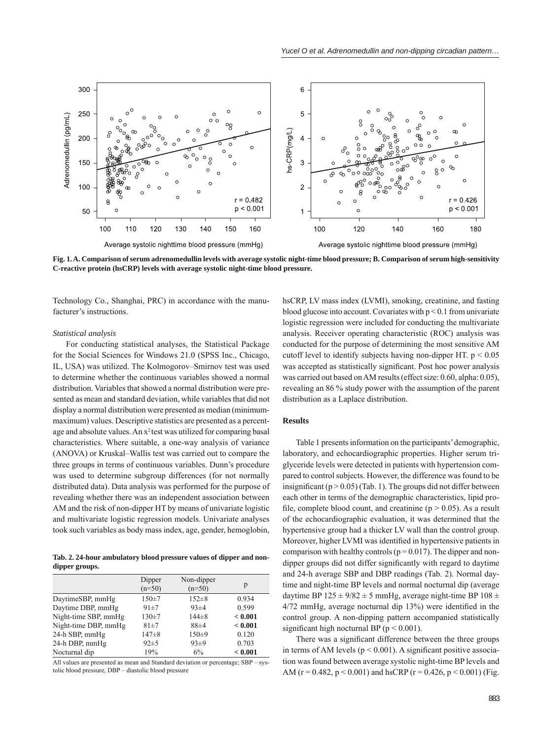Fig. 1. A. Comparison of serum adrenomedullin levels with average systolic night-time blood pressure; B. Comparison of serum high-sensitivity C-reactive protein (hsCRP) levels with average systolic night-time blood pressure.

Technology Co., Shanghai, PRC) in accordance with the manufacturer's instructions.

*Statistical analysis*

For conducting statistical analyses, the Statistical Package for the Social Sciences for Windows 21.0 (SPSS Inc., Chicago, IL, USA) was utilized. The Kolmogorov–Smirnov test was used to determine whether the continuous variables showed a normal distribution. Variables that showed a normal distribution were presented as mean and standard deviation, while variables that did not display a normal distribution were presented as median (minimum-maximum) values. Descriptive statistics are presented as a percentage and absolute values. An $x^2$ test was utilized for comparing basal characteristics. Where suitable, a one-way analysis of variance (ANOVA) or Kruskal–Wallis test was carried out to compare the three groups in terms of continuous variables. Dunn's procedure was used to determine subgroup differences (for not normally distributed data). Data analysis was performed for the purpose of revealing whether there was an independent association between AM and the risk of non-dipper HT by means of univariate logistic and multivariate logistic regression models. Univariate analyses took such variables as body mass index, age, gender, hemoglobin, hsCRP, LV mass index (LVMI), smoking, creatinine, and fasting blood glucose into account. Covariates with $p < 0.1$ from univariate logistic regression were included for conducting the multivariate analysis. Receiver operating characteristic (ROC) analysis was conducted for the purpose of determining the most sensitive AM cutoff level to identify subjects having non-dipper HT. $p < 0.05$ was accepted as statistically significant. Post hoc power analysis was carried out based on AM results (effect size: 0.60, alpha: 0.05), revealing an 86 % study power with the assumption of the parent distribution as a Laplace distribution.

**Tab. 2. 24-hour ambulatory blood pressure values of dipper and non-dipper groups.**

| | Dipper (n=50) | Non-dipper (n=50) | p |
|---|---|---|---|
| DaytimeSBP, mmHg | 150±7 | 152±8 | 0.934 |
| Daytime DBP, mmHg | 91±7 | 93±4 | 0.599 |
| Night-time SBP, mmHg | 130±7 | 144±8 | **< 0.001** |
| Night-time DBP, mmHg | 81±7 | 88±4 | **< 0.001** |
| 24-h SBP, mmHg | 147±8 | 150±9 | 0.120 |
| 24-h DBP, mmHg | 92±5 | 93±9 | 0.703 |
| Nocturnal dip | 19% | 6% | **< 0.001** |

All values are presented as mean and Standard deviation or percentage; SBP – systolic blood pressure, DBP – diastolic blood pressure

## Results

Table 1 presents information on the participants' demographic, laboratory, and echocardiographic properties. Higher serum triglyceride levels were detected in patients with hypertension compared to control subjects. However, the difference was found to be insignificant ($p > 0.05$) (Tab. 1). The groups did not differ between each other in terms of the demographic characteristics, lipid profile, complete blood count, and creatinine ($p > 0.05$). As a result of the echocardiographic evaluation, it was determined that the hypertensive group had a thicker LV wall than the control group. Moreover, higher LVMI was identified in hypertensive patients in comparison with healthy controls ($p = 0.017$). The dipper and non-dipper groups did not differ significantly with regard to daytime and 24-h average SBP and DBP readings (Tab. 2). Normal daytime and night-time BP levels and normal nocturnal dip (average daytime BP 125 ± 9/82 ± 5 mmHg, average night-time BP 108 ± 4/72 mmHg, average nocturnal dip 13%) were identified in the control group. A non-dipping pattern accompanied statistically significant high nocturnal BP ($p < 0.001$).

There was a significant difference between the three groups in terms of AM levels ($p < 0.001$). A significant positive association was found between average systolic night-time BP levels and AM ($r = 0.482$, $p < 0.001$) and hsCRP ($r = 0.426$, $p < 0.001$) (Fig.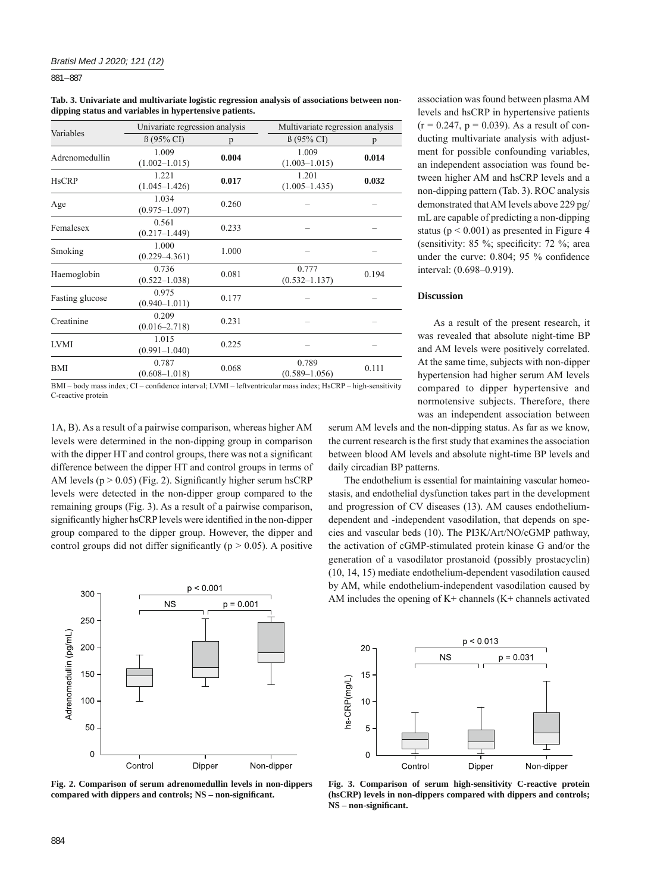**Tab. 3. Univariate and multivariate logistic regression analysis of associations between non-dipping status and variables in hypertensive patients.**

| Variables | Univariate regression analysis | | Multivariate regression analysis | |
|---|---|---|---|---|
| | ß (95% CI) | p | ß (95% CI) | p |
| Adrenomedullin | 1.009 (1.002–1.015) | **0.004** | 1.009 (1.003–1.015) | **0.014** |
| HsCRP | 1.221 (1.045–1.426) | **0.017** | 1.201 (1.005–1.435) | **0.032** |
| Age | 1.034 (0.975–1.097) | 0.260 | – | – |
| Femalesex | 0.561 (0.217–1.449) | 0.233 | – | – |
| Smoking | 1.000 (0.229–4.361) | 1.000 | – | – |
| Haemoglobin | 0.736 (0.522–1.038) | 0.081 | 0.777 (0.532–1.137) | 0.194 |
| Fasting glucose | 0.975 (0.940–1.011) | 0.177 | – | – |
| Creatinine | 0.209 (0.016–2.718) | 0.231 | – | – |
| LVMI | 1.015 (0.991–1.040) | 0.225 | – | – |
| BMI | 0.787 (0.608–1.018) | 0.068 | 0.789 (0.589–1.056) | 0.111 |

BMI – body mass index; CI – confidence interval; LVMI – leftventricular mass index; HsCRP – high-sensitivity C-reactive protein

1A, B). As a result of a pairwise comparison, whereas higher AM levels were determined in the non-dipping group in comparison with the dipper HT and control groups, there was not a significant difference between the dipper HT and control groups in terms of AM levels ($p > 0.05$) (Fig. 2). Significantly higher serum hsCRP levels were detected in the non-dipper group compared to the remaining groups (Fig. 3). As a result of a pairwise comparison, significantly higher hsCRP levels were identified in the non-dipper group compared to the dipper group. However, the dipper and control groups did not differ significantly ($p > 0.05$). A positive association was found between plasma AM levels and hsCRP in hypertensive patients ($r = 0.247$, $p = 0.039$). As a result of conducting multivariate analysis with adjustment for possible confounding variables, an independent association was found between higher AM and hsCRP levels and a non-dipping pattern (Tab. 3). ROC analysis demonstrated that AM levels above 229 pg/mL are capable of predicting a non-dipping status ($p < 0.001$) as presented in Figure 4 (sensitivity: 85 %; specificity: 72 %; area under the curve: 0.804; 95 % confidence interval: (0.698–0.919).

**Fig. 2. Comparison of serum adrenomedullin levels in non-dippers compared with dippers and controls; NS – non-significant.**

**Fig. 3. Comparison of serum high-sensitivity C-reactive protein (hsCRP) levels in non-dippers compared with dippers and controls; NS – non-significant.**

## Discussion

As a result of the present research, it was revealed that absolute night-time BP and AM levels were positively correlated. At the same time, subjects with non-dipper hypertension had higher serum AM levels compared to dipper hypertensive and normotensive subjects. Therefore, there was an independent association between serum AM levels and the non-dipping status. As far as we know, the current research is the first study that examines the association between blood AM levels and absolute night-time BP levels and daily circadian BP patterns.

The endothelium is essential for maintaining vascular homeostasis, and endothelial dysfunction takes part in the development and progression of CV diseases (13). AM causes endothelium-dependent and -independent vasodilation, that depends on species and vascular beds (10). The PI3K/Art/NO/cGMP pathway, the activation of cGMP-stimulated protein kinase G and/or the generation of a vasodilator prostanoid (possibly prostacyclin) (10, 14, 15) mediate endothelium-dependent vasodilation caused by AM, while endothelium-independent vasodilation caused by AM includes the opening of K+ channels (K+ channels activated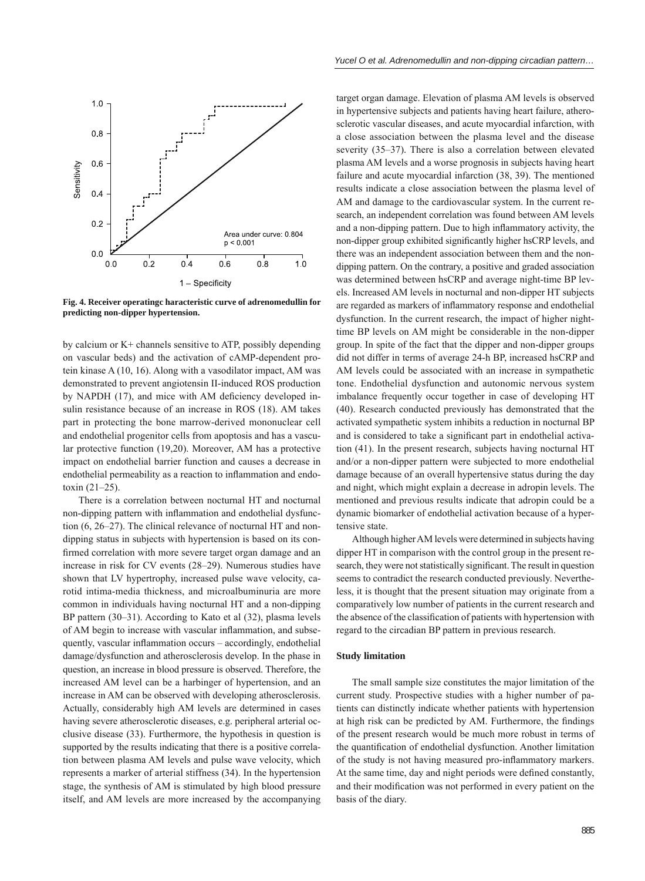**Fig. 4. Receiver operatingc haracteristic curve of adrenomedullin for predicting non-dipper hypertension.**

by calcium or K+ channels sensitive to ATP, possibly depending on vascular beds) and the activation of cAMP-dependent protein kinase A (10, 16). Along with a vasodilator impact, AM was demonstrated to prevent angiotensin II-induced ROS production by NAPDH (17), and mice with AM deficiency developed insulin resistance because of an increase in ROS (18). AM takes part in protecting the bone marrow-derived mononuclear cell and endothelial progenitor cells from apoptosis and has a vascular protective function (19,20). Moreover, AM has a protective impact on endothelial barrier function and causes a decrease in endothelial permeability as a reaction to inflammation and endotoxin (21–25).

There is a correlation between nocturnal HT and nocturnal non-dipping pattern with inflammation and endothelial dysfunction (6, 26–27). The clinical relevance of nocturnal HT and non-dipping status in subjects with hypertension is based on its confirmed correlation with more severe target organ damage and an increase in risk for CV events (28–29). Numerous studies have shown that LV hypertrophy, increased pulse wave velocity, carotid intima-media thickness, and microalbuminuria are more common in individuals having nocturnal HT and a non-dipping BP pattern (30–31). According to Kato et al (32), plasma levels of AM begin to increase with vascular inflammation, and subsequently, vascular inflammation occurs – accordingly, endothelial damage/dysfunction and atherosclerosis develop. In the phase in question, an increase in blood pressure is observed. Therefore, the increased AM level can be a harbinger of hypertension, and an increase in AM can be observed with developing atherosclerosis. Actually, considerably high AM levels are determined in cases having severe atherosclerotic diseases, e.g. peripheral arterial occlusive disease (33). Furthermore, the hypothesis in question is supported by the results indicating that there is a positive correlation between plasma AM levels and pulse wave velocity, which represents a marker of arterial stiffness (34). In the hypertension stage, the synthesis of AM is stimulated by high blood pressure itself, and AM levels are more increased by the accompanying target organ damage. Elevation of plasma AM levels is observed in hypertensive subjects and patients having heart failure, atherosclerotic vascular diseases, and acute myocardial infarction, with a close association between the plasma level and the disease severity (35–37). There is also a correlation between elevated plasma AM levels and a worse prognosis in subjects having heart failure and acute myocardial infarction (38, 39). The mentioned results indicate a close association between the plasma level of AM and damage to the cardiovascular system. In the current research, an independent correlation was found between AM levels and a non-dipping pattern. Due to high inflammatory activity, the non-dipper group exhibited significantly higher hsCRP levels, and there was an independent association between them and the non-dipping pattern. On the contrary, a positive and graded association was determined between hsCRP and average night-time BP levels. Increased AM levels in nocturnal and non-dipper HT subjects are regarded as markers of inflammatory response and endothelial dysfunction. In the current research, the impact of higher night-time BP levels on AM might be considerable in the non-dipper group. In spite of the fact that the dipper and non-dipper groups did not differ in terms of average 24-h BP, increased hsCRP and AM levels could be associated with an increase in sympathetic tone. Endothelial dysfunction and autonomic nervous system imbalance frequently occur together in case of developing HT (40). Research conducted previously has demonstrated that the activated sympathetic system inhibits a reduction in nocturnal BP and is considered to take a significant part in endothelial activation (41). In the present research, subjects having nocturnal HT and/or a non-dipper pattern were subjected to more endothelial damage because of an overall hypertensive status during the day and night, which might explain a decrease in adropin levels. The mentioned and previous results indicate that adropin could be a dynamic biomarker of endothelial activation because of a hypertensive state.

Although higher AM levels were determined in subjects having dipper HT in comparison with the control group in the present research, they were not statistically significant. The result in question seems to contradict the research conducted previously. Nevertheless, it is thought that the present situation may originate from a comparatively low number of patients in the current research and the absence of the classification of patients with hypertension with regard to the circadian BP pattern in previous research.

#### Study limitation

The small sample size constitutes the major limitation of the current study. Prospective studies with a higher number of patients can distinctly indicate whether patients with hypertension at high risk can be predicted by AM. Furthermore, the findings of the present research would be much more robust in terms of the quantification of endothelial dysfunction. Another limitation of the study is not having measured pro-inflammatory markers. At the same time, day and night periods were defined constantly, and their modification was not performed in every patient on the basis of the diary.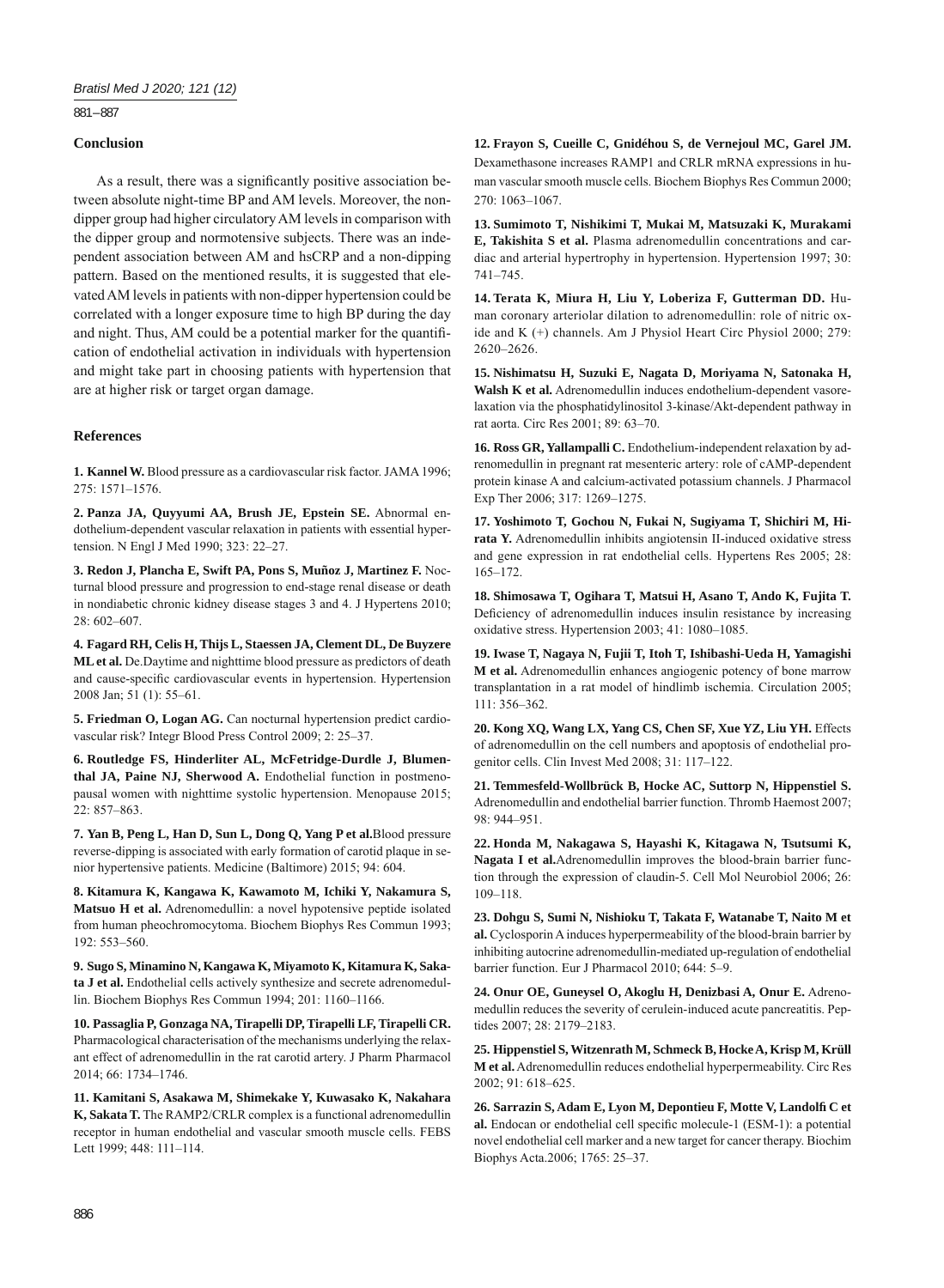## Conclusion

As a result, there was a significantly positive association between absolute night-time BP and AM levels. Moreover, the non-dipper group had higher circulatory AM levels in comparison with the dipper group and normotensive subjects. There was an independent association between AM and hsCRP and a non-dipping pattern. Based on the mentioned results, it is suggested that elevated AM levels in patients with non-dipper hypertension could be correlated with a longer exposure time to high BP during the day and night. Thus, AM could be a potential marker for the quantification of endothelial activation in individuals with hypertension and might take part in choosing patients with hypertension that are at higher risk or target organ damage.

## References

**1. Kannel W.** Blood pressure as a cardiovascular risk factor. JAMA 1996; 275: 1571–1576.

**2. Panza JA, Quyyumi AA, Brush JE, Epstein SE.** Abnormal endothelium-dependent vascular relaxation in patients with essential hypertension. N Engl J Med 1990; 323: 22–27.

**3. Redon J, Plancha E, Swift PA, Pons S, Muñoz J, Martinez F.** Nocturnal blood pressure and progression to end-stage renal disease or death in nondiabetic chronic kidney disease stages 3 and 4. J Hypertens 2010; 28: 602–607.

**4. Fagard RH, Celis H, Thijs L, Staessen JA, Clement DL, De Buyzere ML et al.** De.Daytime and nighttime blood pressure as predictors of death and cause-specific cardiovascular events in hypertension. Hypertension 2008 Jan; 51 (1): 55–61.

**5. Friedman O, Logan AG.** Can nocturnal hypertension predict cardiovascular risk? Integr Blood Press Control 2009; 2: 25–37.

**6. Routledge FS, Hinderliter AL, McFetridge-Durdle J, Blumenthal JA, Paine NJ, Sherwood A.** Endothelial function in postmenopausal women with nighttime systolic hypertension. Menopause 2015; 22: 857–863.

**7. Yan B, Peng L, Han D, Sun L, Dong Q, Yang P et al.**Blood pressure reverse-dipping is associated with early formation of carotid plaque in senior hypertensive patients. Medicine (Baltimore) 2015; 94: 604.

**8. Kitamura K, Kangawa K, Kawamoto M, Ichiki Y, Nakamura S, Matsuo H et al.** Adrenomedullin: a novel hypotensive peptide isolated from human pheochromocytoma. Biochem Biophys Res Commun 1993; 192: 553–560.

**9. Sugo S, Minamino N, Kangawa K, Miyamoto K, Kitamura K, Sakata J et al.** Endothelial cells actively synthesize and secrete adrenomedullin. Biochem Biophys Res Commun 1994; 201: 1160–1166.

**10. Passaglia P, Gonzaga NA, Tirapelli DP, Tirapelli LF, Tirapelli CR.** Pharmacological characterisation of the mechanisms underlying the relaxant effect of adrenomedullin in the rat carotid artery. J Pharm Pharmacol 2014; 66: 1734–1746.

**11. Kamitani S, Asakawa M, Shimekake Y, Kuwasako K, Nakahara K, Sakata T.** The RAMP2/CRLR complex is a functional adrenomedullin receptor in human endothelial and vascular smooth muscle cells. FEBS Lett 1999; 448: 111–114.

**12. Frayon S, Cueille C, Gnidéhou S, de Vernejoul MC, Garel JM.** Dexamethasone increases RAMP1 and CRLR mRNA expressions in human vascular smooth muscle cells. Biochem Biophys Res Commun 2000; 270: 1063–1067.

**13. Sumimoto T, Nishikimi T, Mukai M, Matsuzaki K, Murakami E, Takishita S et al.** Plasma adrenomedullin concentrations and cardiac and arterial hypertrophy in hypertension. Hypertension 1997; 30: 741–745.

**14. Terata K, Miura H, Liu Y, Loberiza F, Gutterman DD.** Human coronary arteriolar dilation to adrenomedullin: role of nitric oxide and K (+) channels. Am J Physiol Heart Circ Physiol 2000; 279: 2620–2626.

**15. Nishimatsu H, Suzuki E, Nagata D, Moriyama N, Satonaka H, Walsh K et al.** Adrenomedullin induces endothelium-dependent vasorelaxation via the phosphatidylinositol 3-kinase/Akt-dependent pathway in rat aorta. Circ Res 2001; 89: 63–70.

**16. Ross GR, Yallampalli C.** Endothelium-independent relaxation by adrenomedullin in pregnant rat mesenteric artery: role of cAMP-dependent protein kinase A and calcium-activated potassium channels. J Pharmacol Exp Ther 2006; 317: 1269–1275.

**17. Yoshimoto T, Gochou N, Fukai N, Sugiyama T, Shichiri M, Hirata Y.** Adrenomedullin inhibits angiotensin II-induced oxidative stress and gene expression in rat endothelial cells. Hypertens Res 2005; 28: 165–172.

**18. Shimosawa T, Ogihara T, Matsui H, Asano T, Ando K, Fujita T.** Deficiency of adrenomedullin induces insulin resistance by increasing oxidative stress. Hypertension 2003; 41: 1080–1085.

**19. Iwase T, Nagaya N, Fujii T, Itoh T, Ishibashi-Ueda H, Yamagishi M et al.** Adrenomedullin enhances angiogenic potency of bone marrow transplantation in a rat model of hindlimb ischemia. Circulation 2005; 111: 356–362.

**20. Kong XQ, Wang LX, Yang CS, Chen SF, Xue YZ, Liu YH.** Effects of adrenomedullin on the cell numbers and apoptosis of endothelial progenitor cells. Clin Invest Med 2008; 31: 117–122.

**21. Temmesfeld-Wollbrück B, Hocke AC, Suttorp N, Hippenstiel S.** Adrenomedullin and endothelial barrier function. Thromb Haemost 2007; 98: 944–951.

**22. Honda M, Nakagawa S, Hayashi K, Kitagawa N, Tsutsumi K, Nagata I et al.**Adrenomedullin improves the blood-brain barrier function through the expression of claudin-5. Cell Mol Neurobiol 2006; 26: 109–118.

**23. Dohgu S, Sumi N, Nishioku T, Takata F, Watanabe T, Naito M et al.** Cyclosporin A induces hyperpermeability of the blood-brain barrier by inhibiting autocrine adrenomedullin-mediated up-regulation of endothelial barrier function. Eur J Pharmacol 2010; 644: 5–9.

**24. Onur OE, Guneysel O, Akoglu H, Denizbasi A, Onur E.** Adrenomedullin reduces the severity of cerulein-induced acute pancreatitis. Peptides 2007; 28: 2179–2183.

**25. Hippenstiel S, Witzenrath M, Schmeck B, Hocke A, Krisp M, Krüll M et al.** Adrenomedullin reduces endothelial hyperpermeability. Circ Res 2002; 91: 618–625.

**26. Sarrazin S, Adam E, Lyon M, Depontieu F, Motte V, Landolfi C et al.** Endocan or endothelial cell specific molecule-1 (ESM-1): a potential novel endothelial cell marker and a new target for cancer therapy. Biochim Biophys Acta.2006; 1765: 25–37.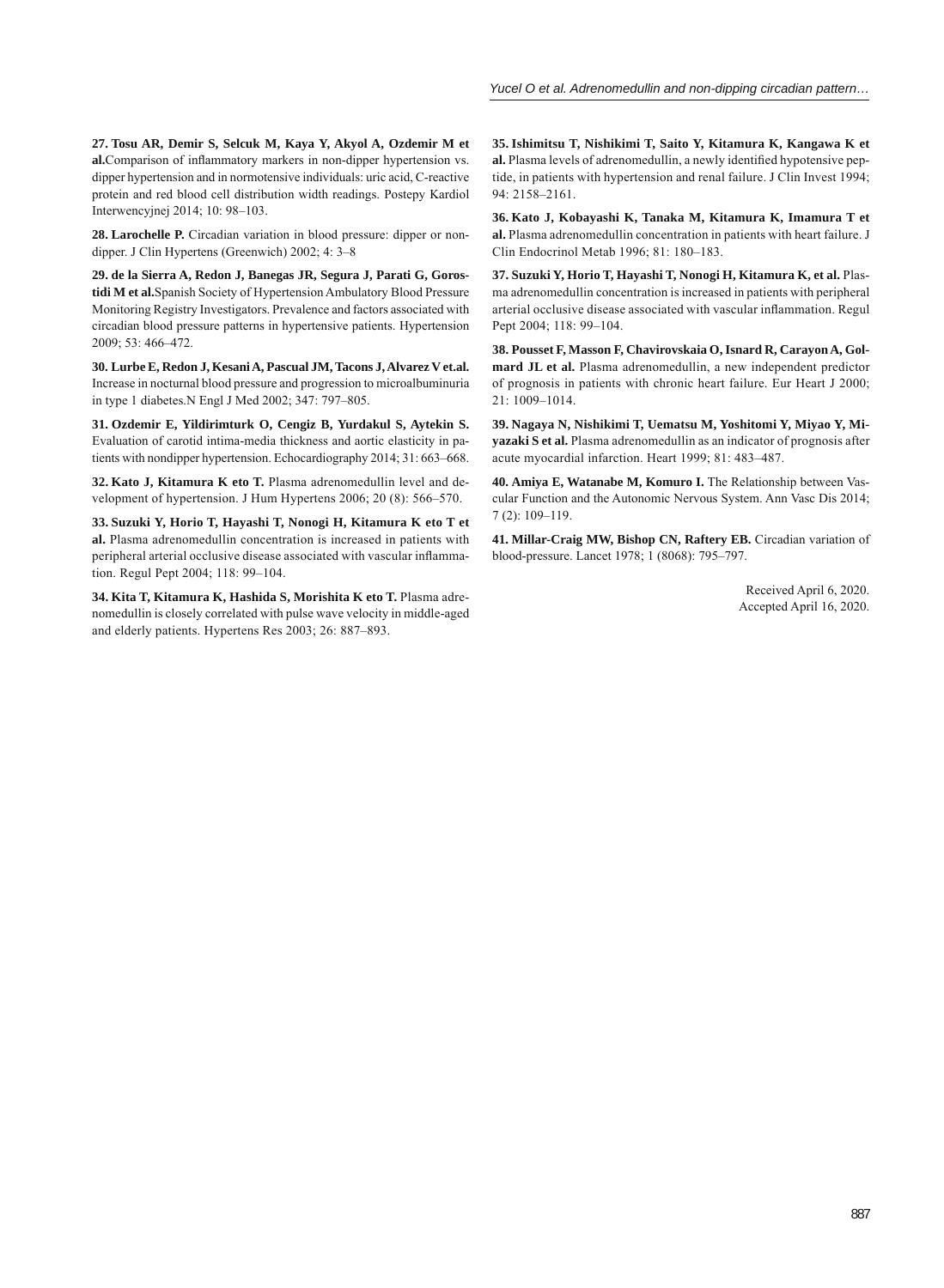**27. Tosu AR, Demir S, Selcuk M, Kaya Y, Akyol A, Ozdemir M et al.**Comparison of inflammatory markers in non-dipper hypertension vs. dipper hypertension and in normotensive individuals: uric acid, C-reactive protein and red blood cell distribution width readings. Postepy Kardiol Interwencyjnej 2014; 10: 98–103.

**28. Larochelle P.** Circadian variation in blood pressure: dipper or non-dipper. J Clin Hypertens (Greenwich) 2002; 4: 3–8

**29. de la Sierra A, Redon J, Banegas JR, Segura J, Parati G, Gorostidi M et al.**Spanish Society of Hypertension Ambulatory Blood Pressure Monitoring Registry Investigators. Prevalence and factors associated with circadian blood pressure patterns in hypertensive patients. Hypertension 2009; 53: 466–472.

**30. Lurbe E, Redon J, Kesani A, Pascual JM, Tacons J, Alvarez V et.al.** Increase in nocturnal blood pressure and progression to microalbuminuria in type 1 diabetes.N Engl J Med 2002; 347: 797–805.

**31. Ozdemir E, Yildirimturk O, Cengiz B, Yurdakul S, Aytekin S.** Evaluation of carotid intima-media thickness and aortic elasticity in patients with nondipper hypertension. Echocardiography 2014; 31: 663–668.

**32. Kato J, Kitamura K eto T.** Plasma adrenomedullin level and development of hypertension. J Hum Hypertens 2006; 20 (8): 566–570.

**33. Suzuki Y, Horio T, Hayashi T, Nonogi H, Kitamura K eto T et al.** Plasma adrenomedullin concentration is increased in patients with peripheral arterial occlusive disease associated with vascular inflammation. Regul Pept 2004; 118: 99–104.

**34. Kita T, Kitamura K, Hashida S, Morishita K eto T.** Plasma adrenomedullin is closely correlated with pulse wave velocity in middle-aged and elderly patients. Hypertens Res 2003; 26: 887–893.

**35. Ishimitsu T, Nishikimi T, Saito Y, Kitamura K, Kangawa K et al.** Plasma levels of adrenomedullin, a newly identified hypotensive peptide, in patients with hypertension and renal failure. J Clin Invest 1994; 94: 2158–2161.

**36. Kato J, Kobayashi K, Tanaka M, Kitamura K, Imamura T et al.** Plasma adrenomedullin concentration in patients with heart failure. J Clin Endocrinol Metab 1996; 81: 180–183.

**37. Suzuki Y, Horio T, Hayashi T, Nonogi H, Kitamura K, et al.** Plasma adrenomedullin concentration is increased in patients with peripheral arterial occlusive disease associated with vascular inflammation. Regul Pept 2004; 118: 99–104.

**38. Pousset F, Masson F, Chavirovskaia O, Isnard R, Carayon A, Golmard JL et al.** Plasma adrenomedullin, a new independent predictor of prognosis in patients with chronic heart failure. Eur Heart J 2000; 21: 1009–1014.

**39. Nagaya N, Nishikimi T, Uematsu M, Yoshitomi Y, Miyao Y, Miyazaki S et al.** Plasma adrenomedullin as an indicator of prognosis after acute myocardial infarction. Heart 1999; 81: 483–487.

**40. Amiya E, Watanabe M, Komuro I.** The Relationship between Vascular Function and the Autonomic Nervous System. Ann Vasc Dis 2014; 7 (2): 109–119.

**41. Millar-Craig MW, Bishop CN, Raftery EB.** Circadian variation of blood-pressure. Lancet 1978; 1 (8068): 795–797.

Received April 6, 2020.
Accepted April 16, 2020.